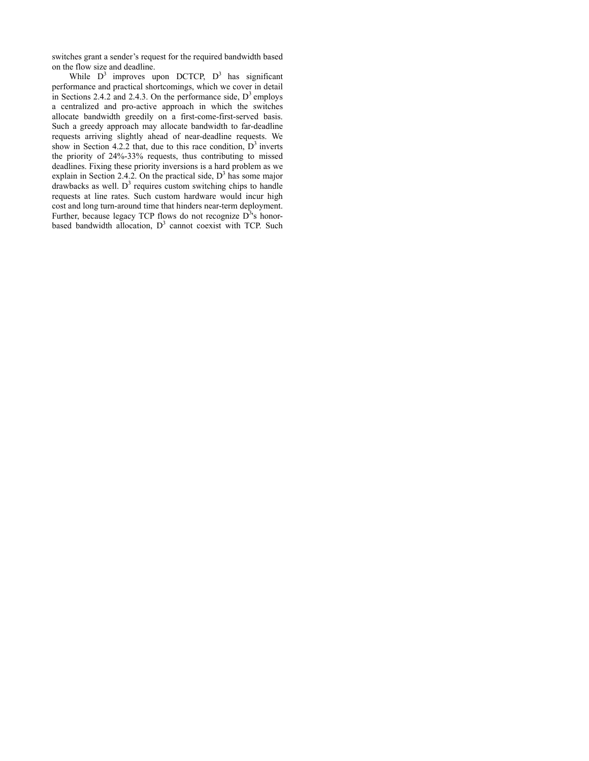switches grant a sender's request for the required bandwidth based on the flow size and deadline.

While $D^3$ improves upon DCTCP, $D^3$ has significant performance and practical shortcomings, which we cover in detail in Sections 2.4.2 and 2.4.3. On the performance side, $D^3$ employs a centralized and pro-active approach in which the switches allocate bandwidth greedily on a first-come-first-served basis. Such a greedy approach may allocate bandwidth to far-deadline requests arriving slightly ahead of near-deadline requests. We show in Section 4.2.2 that, due to this race condition, $D^3$ inverts the priority of 24%-33% requests, thus contributing to missed deadlines. Fixing these priority inversions is a hard problem as we explain in Section 2.4.2. On the practical side, $D^3$ has some major drawbacks as well. $D^3$ requires custom switching chips to handle requests at line rates. Such custom hardware would incur high cost and long turn-around time that hinders near-term deployment. Further, because legacy TCP flows do not recognize $D^3$'s honor-based bandwidth allocation, $D^3$ cannot coexist with TCP. Such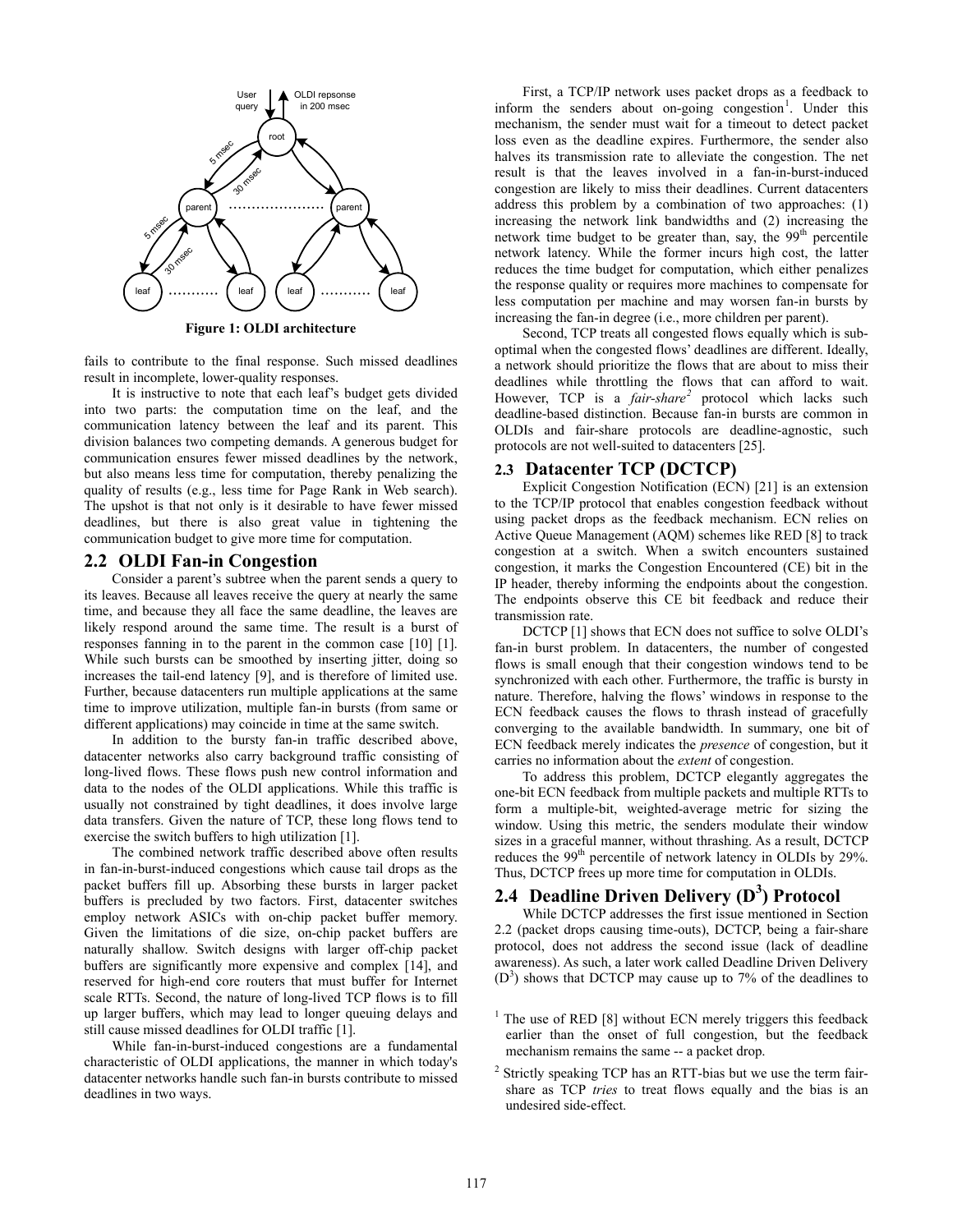User query

OLDI repsonse in 200 msec

root

5 msec

30 msec

parent

parent

5 msec

30 msec

leaf

leaf

leaf

leaf

**Figure 1: OLDI architecture**

fails to contribute to the final response. Such missed deadlines result in incomplete, lower-quality responses.

It is instructive to note that each leaf's budget gets divided into two parts: the computation time on the leaf, and the communication latency between the leaf and its parent. This division balances two competing demands. A generous budget for communication ensures fewer missed deadlines by the network, but also means less time for computation, thereby penalizing the quality of results (e.g., less time for Page Rank in Web search). The upshot is that not only is it desirable to have fewer missed deadlines, but there is also great value in tightening the communication budget to give more time for computation.

## 2.2 OLDI Fan-in Congestion

Consider a parent's subtree when the parent sends a query to its leaves. Because all leaves receive the query at nearly the same time, and because they all face the same deadline, the leaves are likely respond around the same time. The result is a burst of responses fanning in to the parent in the common case [10] [1]. While such bursts can be smoothed by inserting jitter, doing so increases the tail-end latency [9], and is therefore of limited use. Further, because datacenters run multiple applications at the same time to improve utilization, multiple fan-in bursts (from same or different applications) may coincide in time at the same switch.

In addition to the bursty fan-in traffic described above, datacenter networks also carry background traffic consisting of long-lived flows. These flows push new control information and data to the nodes of the OLDI applications. While this traffic is usually not constrained by tight deadlines, it does involve large data transfers. Given the nature of TCP, these long flows tend to exercise the switch buffers to high utilization [1].

The combined network traffic described above often results in fan-in-burst-induced congestions which cause tail drops as the packet buffers fill up. Absorbing these bursts in larger packet buffers is precluded by two factors. First, datacenter switches employ network ASICs with on-chip packet buffer memory. Given the limitations of die size, on-chip packet buffers are naturally shallow. Switch designs with larger off-chip packet buffers are significantly more expensive and complex [14], and reserved for high-end core routers that must buffer for Internet scale RTTs. Second, the nature of long-lived TCP flows is to fill up larger buffers, which may lead to longer queuing delays and still cause missed deadlines for OLDI traffic [1].

While fan-in-burst-induced congestions are a fundamental characteristic of OLDI applications, the manner in which today's datacenter networks handle such fan-in bursts contribute to missed deadlines in two ways.

First, a TCP/IP network uses packet drops as a feedback to inform the senders about on-going congestion[1]. Under this mechanism, the sender must wait for a timeout to detect packet loss even as the deadline expires. Furthermore, the sender also halves its transmission rate to alleviate the congestion. The net result is that the leaves involved in a fan-in-burst-induced congestion are likely to miss their deadlines. Current datacenters address this problem by a combination of two approaches: (1) increasing the network link bandwidths and (2) increasing the network time budget to be greater than, say, the 99th percentile network latency. While the former incurs high cost, the latter reduces the time budget for computation, which either penalizes the response quality or requires more machines to compensate for less computation per machine and may worsen fan-in bursts by increasing the fan-in degree (i.e., more children per parent).

Second, TCP treats all congested flows equally which is sub-optimal when the congested flows' deadlines are different. Ideally, a network should prioritize the flows that are about to miss their deadlines while throttling the flows that can afford to wait. However, TCP is a *fair-share*[2] protocol which lacks such deadline-based distinction. Because fan-in bursts are common in OLDIs and fair-share protocols are deadline-agnostic, such protocols are not well-suited to datacenters [25].

## 2.3 Datacenter TCP (DCTCP)

Explicit Congestion Notification (ECN) [21] is an extension to the TCP/IP protocol that enables congestion feedback without using packet drops as the feedback mechanism. ECN relies on Active Queue Management (AQM) schemes like RED [8] to track congestion at a switch. When a switch encounters sustained congestion, it marks the Congestion Encountered (CE) bit in the IP header, thereby informing the endpoints about the congestion. The endpoints observe this CE bit feedback and reduce their transmission rate.

DCTCP [1] shows that ECN does not suffice to solve OLDI's fan-in burst problem. In datacenters, the number of congested flows is small enough that their congestion windows tend to be synchronized with each other. Furthermore, the traffic is bursty in nature. Therefore, halving the flows' windows in response to the ECN feedback causes the flows to thrash instead of gracefully converging to the available bandwidth. In summary, one bit of ECN feedback merely indicates the *presence* of congestion, but it carries no information about the *extent* of congestion.

To address this problem, DCTCP elegantly aggregates the one-bit ECN feedback from multiple packets and multiple RTTs to form a multiple-bit, weighted-average metric for sizing the window. Using this metric, the senders modulate their window sizes in a graceful manner, without thrashing. As a result, DCTCP reduces the 99th percentile of network latency in OLDIs by 29%. Thus, DCTCP frees up more time for computation in OLDIs.

## 2.4 Deadline Driven Delivery ($D^3$) Protocol

While DCTCP addresses the first issue mentioned in Section 2.2 (packet drops causing time-outs), DCTCP, being a fair-share protocol, does not address the second issue (lack of deadline awareness). As such, a later work called Deadline Driven Delivery ($D^3$) shows that DCTCP may cause up to 7% of the deadlines to

[1] The use of RED [8] without ECN merely triggers this feedback earlier than the onset of full congestion, but the feedback mechanism remains the same -- a packet drop.

[2] Strictly speaking TCP has an RTT-bias but we use the term fair-share as TCP *tries* to treat flows equally and the bias is an undesired side-effect.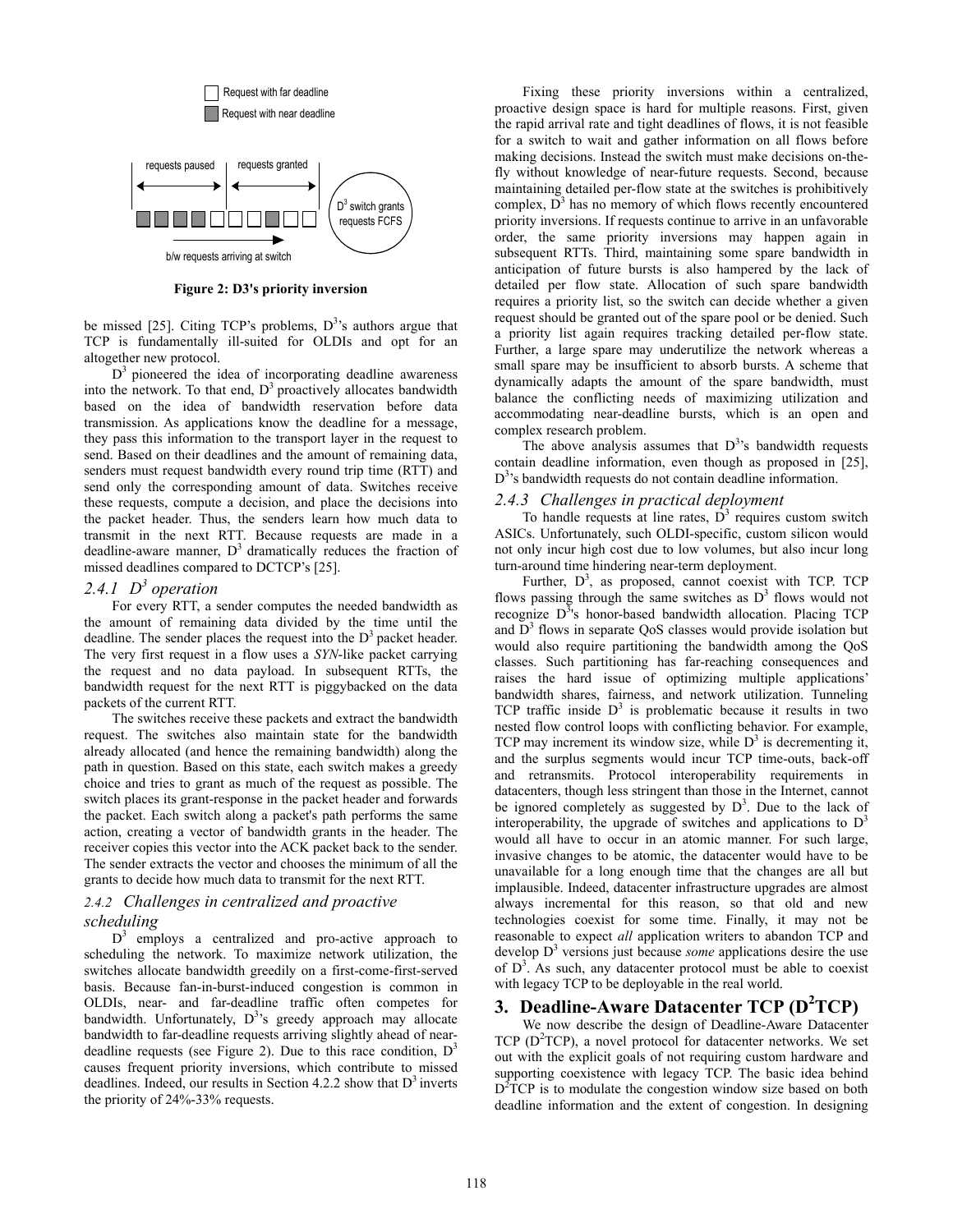Request with far deadline

Request with near deadline

requests paused | requests granted

$D^3$ switch grants requests FCFS

b/w requests arriving at switch

**Figure 2: D3's priority inversion**

be missed [25]. Citing TCP's problems, $D^3$'s authors argue that TCP is fundamentally ill-suited for OLDIs and opt for an altogether new protocol.

$D^3$ pioneered the idea of incorporating deadline awareness into the network. To that end, $D^3$ proactively allocates bandwidth based on the idea of bandwidth reservation before data transmission. As applications know the deadline for a message, they pass this information to the transport layer in the request to send. Based on their deadlines and the amount of remaining data, senders must request bandwidth every round trip time (RTT) and send only the corresponding amount of data. Switches receive these requests, compute a decision, and place the decisions into the packet header. Thus, the senders learn how much data to transmit in the next RTT. Because requests are made in a deadline-aware manner, $D^3$ dramatically reduces the fraction of missed deadlines compared to DCTCP's [25].

### 2.4.1 $D^3$ operation

For every RTT, a sender computes the needed bandwidth as the amount of remaining data divided by the time until the deadline. The sender places the request into the $D^3$ packet header. The very first request in a flow uses a *SYN*-like packet carrying the request and no data payload. In subsequent RTTs, the bandwidth request for the next RTT is piggybacked on the data packets of the current RTT.

The switches receive these packets and extract the bandwidth request. The switches also maintain state for the bandwidth already allocated (and hence the remaining bandwidth) along the path in question. Based on this state, each switch makes a greedy choice and tries to grant as much of the request as possible. The switch places its grant-response in the packet header and forwards the packet. Each switch along a packet's path performs the same action, creating a vector of bandwidth grants in the header. The receiver copies this vector into the ACK packet back to the sender. The sender extracts the vector and chooses the minimum of all the grants to decide how much data to transmit for the next RTT.

### 2.4.2 Challenges in centralized and proactive scheduling

$D^3$ employs a centralized and pro-active approach to scheduling the network. To maximize network utilization, the switches allocate bandwidth greedily on a first-come-first-served basis. Because fan-in-burst-induced congestion is common in OLDIs, near- and far-deadline traffic often competes for bandwidth. Unfortunately, $D^3$'s greedy approach may allocate bandwidth to far-deadline requests arriving slightly ahead of near-deadline requests (see Figure 2). Due to this race condition, $D^3$ causes frequent priority inversions, which contribute to missed deadlines. Indeed, our results in Section 4.2.2 show that $D^3$ inverts the priority of 24%-33% requests.

Fixing these priority inversions within a centralized, proactive design space is hard for multiple reasons. First, given the rapid arrival rate and tight deadlines of flows, it is not feasible for a switch to wait and gather information on all flows before making decisions. Instead the switch must make decisions on-the-fly without knowledge of near-future requests. Second, because maintaining detailed per-flow state at the switches is prohibitively complex, $D^3$ has no memory of which flows recently encountered priority inversions. If requests continue to arrive in an unfavorable order, the same priority inversions may happen again in subsequent RTTs. Third, maintaining some spare bandwidth in anticipation of future bursts is also hampered by the lack of detailed per flow state. Allocation of such spare bandwidth requires a priority list, so the switch can decide whether a given request should be granted out of the spare pool or be denied. Such a priority list again requires tracking detailed per-flow state. Further, a large spare may underutilize the network whereas a small spare may be insufficient to absorb bursts. A scheme that dynamically adapts the amount of the spare bandwidth, must balance the conflicting needs of maximizing utilization and accommodating near-deadline bursts, which is an open and complex research problem.

The above analysis assumes that $D^3$'s bandwidth requests contain deadline information, even though as proposed in [25], $D^3$'s bandwidth requests do not contain deadline information.

### 2.4.3 Challenges in practical deployment

To handle requests at line rates, $D^3$ requires custom switch ASICs. Unfortunately, such OLDI-specific, custom silicon would not only incur high cost due to low volumes, but also incur long turn-around time hindering near-term deployment.

Further, $D^3$, as proposed, cannot coexist with TCP. TCP flows passing through the same switches as $D^3$ flows would not recognize $D^3$'s honor-based bandwidth allocation. Placing TCP and $D^3$ flows in separate QoS classes would provide isolation but would also require partitioning the bandwidth among the QoS classes. Such partitioning has far-reaching consequences and raises the hard issue of optimizing multiple applications' bandwidth shares, fairness, and network utilization. Tunneling TCP traffic inside $D^3$ is problematic because it results in two nested flow control loops with conflicting behavior. For example, TCP may increment its window size, while $D^3$ is decrementing it, and the surplus segments would incur TCP time-outs, back-off and retransmits. Protocol interoperability requirements in datacenters, though less stringent than those in the Internet, cannot be ignored completely as suggested by $D^3$. Due to the lack of interoperability, the upgrade of switches and applications to $D^3$ would all have to occur in an atomic manner. For such large, invasive changes to be atomic, the datacenter would have to be unavailable for a long enough time that the changes are all but implausible. Indeed, datacenter infrastructure upgrades are almost always incremental for this reason, so that old and new technologies coexist for some time. Finally, it may not be reasonable to expect *all* application writers to abandon TCP and develop $D^3$ versions just because *some* applications desire the use of $D^3$. As such, any datacenter protocol must be able to coexist with legacy TCP to be deployable in the real world.

## 3. Deadline-Aware Datacenter TCP ($D^2$TCP)

We now describe the design of Deadline-Aware Datacenter TCP ($D^2$TCP), a novel protocol for datacenter networks. We set out with the explicit goals of not requiring custom hardware and supporting coexistence with legacy TCP. The basic idea behind $D^2$TCP is to modulate the congestion window size based on both deadline information and the extent of congestion. In designing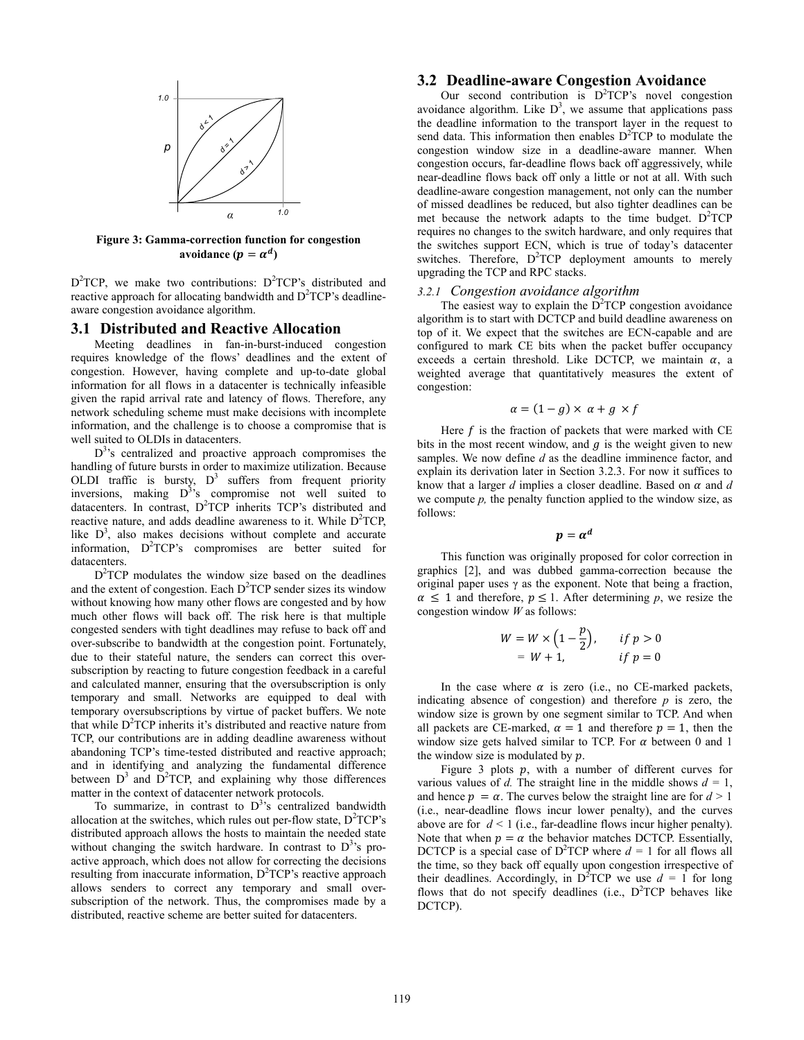Figure 3: Gamma-correction function for congestion avoidance ($p = \alpha^d$)

D[2]TCP, we make two contributions: D[2]TCP's distributed and reactive approach for allocating bandwidth and D[2]TCP's deadline-aware congestion avoidance algorithm.

## 3.1 Distributed and Reactive Allocation

Meeting deadlines in fan-in-burst-induced congestion requires knowledge of the flows' deadlines and the extent of congestion. However, having complete and up-to-date global information for all flows in a datacenter is technically infeasible given the rapid arrival rate and latency of flows. Therefore, any network scheduling scheme must make decisions with incomplete information, and the challenge is to choose a compromise that is well suited to OLDIs in datacenters.

D[3]'s centralized and proactive approach compromises the handling of future bursts in order to maximize utilization. Because OLDI traffic is bursty, D[3] suffers from frequent priority inversions, making D[3]'s compromise not well suited to datacenters. In contrast, D[2]TCP inherits TCP's distributed and reactive nature, and adds deadline awareness to it. While D[2]TCP, like D[3], also makes decisions without complete and accurate information, D[2]TCP's compromises are better suited for datacenters.

D[2]TCP modulates the window size based on the deadlines and the extent of congestion. Each D[2]TCP sender sizes its window without knowing how many other flows are congested and by how much other flows will back off. The risk here is that multiple congested senders with tight deadlines may refuse to back off and over-subscribe to bandwidth at the congestion point. Fortunately, due to their stateful nature, the senders can correct this over-subscription by reacting to future congestion feedback in a careful and calculated manner, ensuring that the oversubscription is only temporary and small. Networks are equipped to deal with temporary oversubscriptions by virtue of packet buffers. We note that while D[2]TCP inherits it's distributed and reactive nature from TCP, our contributions are in adding deadline awareness without abandoning TCP's time-tested distributed and reactive approach; and in identifying and analyzing the fundamental difference between D[3] and D[2]TCP, and explaining why those differences matter in the context of datacenter network protocols.

To summarize, in contrast to D[3]'s centralized bandwidth allocation at the switches, which rules out per-flow state, D[2]TCP's distributed approach allows the hosts to maintain the needed state without changing the switch hardware. In contrast to D[3]'s pro-active approach, which does not allow for correcting the decisions resulting from inaccurate information, D[2]TCP's reactive approach allows senders to correct any temporary and small over-subscription of the network. Thus, the compromises made by a distributed, reactive scheme are better suited for datacenters.

## 3.2 Deadline-aware Congestion Avoidance

Our second contribution is D[2]TCP's novel congestion avoidance algorithm. Like D[3], we assume that applications pass the deadline information to the transport layer in the request to send data. This information then enables D[2]TCP to modulate the congestion window size in a deadline-aware manner. When congestion occurs, far-deadline flows back off aggressively, while near-deadline flows back off only a little or not at all. With such deadline-aware congestion management, not only can the number of missed deadlines be reduced, but also tighter deadlines can be met because the network adapts to the time budget. D[2]TCP requires no changes to the switch hardware, and only requires that the switches support ECN, which is true of today's datacenter switches. Therefore, D[2]TCP deployment amounts to merely upgrading the TCP and RPC stacks.

### 3.2.1 *Congestion avoidance algorithm*

The easiest way to explain the D[2]TCP congestion avoidance algorithm is to start with DCTCP and build deadline awareness on top of it. We expect that the switches are ECN-capable and are configured to mark CE bits when the packet buffer occupancy exceeds a certain threshold. Like DCTCP, we maintain $\alpha$, a weighted average that quantitatively measures the extent of congestion:

$$\alpha = (1 - g) \times \alpha + g \times f$$

Here $f$ is the fraction of packets that were marked with CE bits in the most recent window, and $g$ is the weight given to new samples. We now define $d$ as the deadline imminence factor, and explain its derivation later in Section 3.2.3. For now it suffices to know that a larger $d$ implies a closer deadline. Based on $\alpha$ and $d$ we compute $p$, the penalty function applied to the window size, as follows:

$$\boldsymbol{p = \alpha^d}$$

This function was originally proposed for color correction in graphics [2], and was dubbed gamma-correction because the original paper uses $\gamma$ as the exponent. Note that being a fraction, $\alpha \leq 1$ and therefore, $p \leq 1$. After determining $p$, we resize the congestion window $W$ as follows:

$$\begin{aligned} W &= W \times \left(1 - \frac{p}{2}\right), \qquad if\ p > 0 \\ &= W + 1, \qquad\qquad\quad\ if\ p = 0 \end{aligned}$$

In the case where $\alpha$ is zero (i.e., no CE-marked packets, indicating absence of congestion) and therefore $p$ is zero, the window size is grown by one segment similar to TCP. And when all packets are CE-marked, $\alpha = 1$ and therefore $p = 1$, then the window size gets halved similar to TCP. For $\alpha$ between 0 and 1 the window size is modulated by $p$.

Figure 3 plots $p$, with a number of different curves for various values of $d$. The straight line in the middle shows $d = 1$, and hence $p = \alpha$. The curves below the straight line are for $d > 1$ (i.e., near-deadline flows incur lower penalty), and the curves above are for $d < 1$ (i.e., far-deadline flows incur higher penalty). Note that when $p = \alpha$ the behavior matches DCTCP. Essentially, DCTCP is a special case of D[2]TCP where $d = 1$ for all flows all the time, so they back off equally upon congestion irrespective of their deadlines. Accordingly, in D[2]TCP we use $d = 1$ for long flows that do not specify deadlines (i.e., D[2]TCP behaves like DCTCP).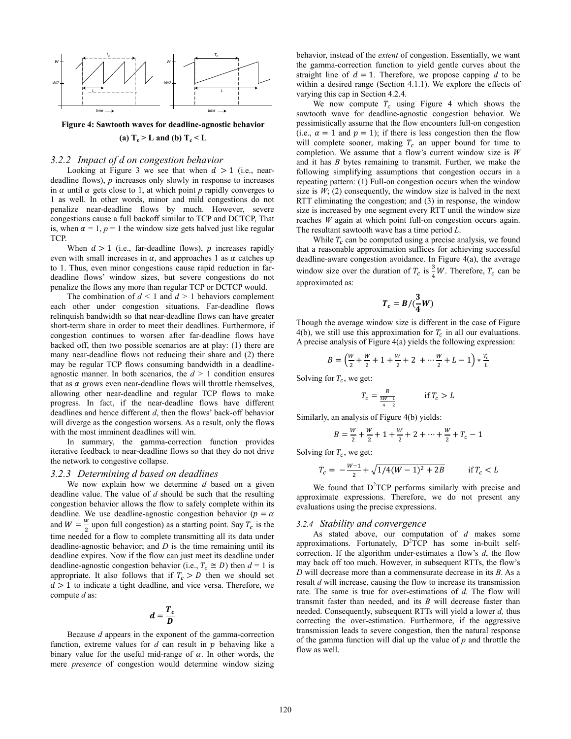**Figure 4: Sawtooth waves for deadline-agnostic behavior (a) $T_c > L$ and (b) $T_c < L$**

### 3.2.2 *Impact of d on congestion behavior*

Looking at Figure 3 we see that when $d > 1$ (i.e., near-deadline flows), $p$ increases only slowly in response to increases in $\alpha$ until $\alpha$ gets close to 1, at which point $p$ rapidly converges to 1 as well. In other words, minor and mild congestions do not penalize near-deadline flows by much. However, severe congestions cause a full backoff similar to TCP and DCTCP, That is, when $\alpha = 1$, $p = 1$ the window size gets halved just like regular TCP.

When $d > 1$ (i.e., far-deadline flows), $p$ increases rapidly even with small increases in $\alpha$, and approaches 1 as $\alpha$ catches up to 1. Thus, even minor congestions cause rapid reduction in far-deadline flows' window sizes, but severe congestions do not penalize the flows any more than regular TCP or DCTCP would.

The combination of $d < 1$ and $d > 1$ behaviors complement each other under congestion situations. Far-deadline flows relinquish bandwidth so that near-deadline flows can have greater short-term share in order to meet their deadlines. Furthermore, if congestion continues to worsen after far-deadline flows have backed off, then two possible scenarios are at play: (1) there are many near-deadline flows not reducing their share and (2) there may be regular TCP flows consuming bandwidth in a deadline-agnostic manner. In both scenarios, the $d > 1$ condition ensures that as $\alpha$ grows even near-deadline flows will throttle themselves, allowing other near-deadline and regular TCP flows to make progress. In fact, if the near-deadline flows have different deadlines and hence different *d*, then the flows' back-off behavior will diverge as the congestion worsens. As a result, only the flows with the most imminent deadlines will win.

In summary, the gamma-correction function provides iterative feedback to near-deadline flows so that they do not drive the network to congestive collapse.

### 3.2.3 *Determining d based on deadlines*

We now explain how we determine $d$ based on a given deadline value. The value of $d$ should be such that the resulting congestion behavior allows the flow to safely complete within its deadline. We use deadline-agnostic congestion behavior ($p = \alpha$ and $W = \frac{W}{2}$ upon full congestion) as a starting point. Say $T_c$ is the time needed for a flow to complete transmitting all its data under deadline-agnostic behavior; and $D$ is the time remaining until its deadline expires. Now if the flow can just meet its deadline under deadline-agnostic congestion behavior (i.e., $T_c \cong D$) then $d = 1$ is appropriate. It also follows that if $T_c > D$ then we should set $d > 1$ to indicate a tight deadline, and vice versa. Therefore, we compute *d* as:

$$\boldsymbol{d = \frac{T_c}{D}}$$

Because $d$ appears in the exponent of the gamma-correction function, extreme values for $d$ can result in $p$ behaving like a binary value for the useful mid-range of $\alpha$. In other words, the mere *presence* of congestion would determine window sizing behavior, instead of the *extent* of congestion. Essentially, we want the gamma-correction function to yield gentle curves about the straight line of $d = 1$. Therefore, we propose capping *d* to be within a desired range (Section 4.1.1). We explore the effects of varying this cap in Section 4.2.4.

We now compute $T_c$ using Figure 4 which shows the sawtooth wave for deadline-agnostic congestion behavior. We pessimistically assume that the flow encounters full-on congestion (i.e., $\alpha = 1$ and $p = 1$); if there is less congestion then the flow will complete sooner, making $T_c$ an upper bound for time to completion. We assume that a flow's current window size is *W* and it has *B* bytes remaining to transmit. Further, we make the following simplifying assumptions that congestion occurs in a repeating pattern: (1) Full-on congestion occurs when the window size is *W*; (2) consequently, the window size is halved in the next RTT eliminating the congestion; and (3) in response, the window size is increased by one segment every RTT until the window size reaches *W* again at which point full-on congestion occurs again. The resultant sawtooth wave has a time period *L*.

While $T_c$ can be computed using a precise analysis, we found that a reasonable approximation suffices for achieving successful deadline-aware congestion avoidance. In Figure 4(a), the average window size over the duration of $T_c$ is $\frac{3}{4}W$. Therefore, $T_c$ can be approximated as:

$$\boldsymbol{T_c = B/(\frac{3}{4}W)}$$

Though the average window size is different in the case of Figure 4(b), we still use this approximation for $T_c$ in all our evaluations. A precise analysis of Figure 4(a) yields the following expression:

$$B = \left(\frac{W}{2} + \frac{W}{2} + 1 + \frac{W}{2} + 2 + \cdots \frac{W}{2} + L - 1\right) * \frac{T_c}{L}$$

Solving for $T_c$, we get:

$$T_c = \frac{B}{\frac{3W}{4} - \frac{1}{2}} \qquad \text{if } T_c > L$$

Similarly, an analysis of Figure 4(b) yields:

$$B = \frac{W}{2} + \frac{W}{2} + 1 + \frac{W}{2} + 2 + \cdots + \frac{W}{2} + T_c - 1$$

Solving for $T_c$, we get:

$$T_c = -\frac{W-1}{2} + \sqrt{1/4(W-1)^2 + 2B} \qquad \text{if } T_c < L$$

We found that D[2]TCP performs similarly with precise and approximate expressions. Therefore, we do not present any evaluations using the precise expressions.

### 3.2.4 *Stability and convergence*

As stated above, our computation of $d$ makes some approximations. Fortunately, D[2]TCP has some in-built self-correction. If the algorithm under-estimates a flow's *d*, the flow may back off too much. However, in subsequent RTTs, the flow's *D* will decrease more than a commensurate decrease in its *B*. As a result *d* will increase, causing the flow to increase its transmission rate. The same is true for over-estimations of *d*. The flow will transmit faster than needed, and its *B* will decrease faster than needed. Consequently, subsequent RTTs will yield a lower *d,* thus correcting the over-estimation. Furthermore, if the aggressive transmission leads to severe congestion, then the natural response of the gamma function will dial up the value of *p* and throttle the flow as well.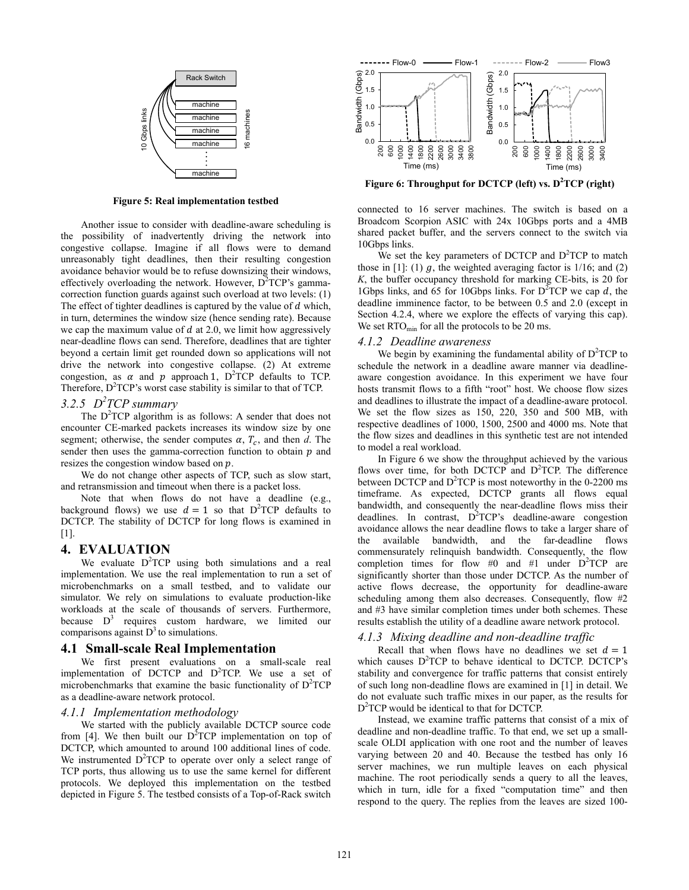Figure 5: Real implementation testbed

Another issue to consider with deadline-aware scheduling is the possibility of inadvertently driving the network into congestive collapse. Imagine if all flows were to demand unreasonably tight deadlines, then their resulting congestion avoidance behavior would be to refuse downsizing their windows, effectively overloading the network. However, D[2]TCP's gamma-correction function guards against such overload at two levels: (1) The effect of tighter deadlines is captured by the value of $d$ which, in turn, determines the window size (hence sending rate). Because we cap the maximum value of $d$ at 2.0, we limit how aggressively near-deadline flows can send. Therefore, deadlines that are tighter beyond a certain limit get rounded down so applications will not drive the network into congestive collapse. (2) At extreme congestion, as $\alpha$ and $p$ approach 1, D[2]TCP defaults to TCP. Therefore, D[2]TCP's worst case stability is similar to that of TCP.

### 3.2.5 D[2]TCP summary

The D[2]TCP algorithm is as follows: A sender that does not encounter CE-marked packets increases its window size by one segment; otherwise, the sender computes $\alpha$, $T_c$, and then $d$. The sender then uses the gamma-correction function to obtain $p$ and resizes the congestion window based on $p$.

We do not change other aspects of TCP, such as slow start, and retransmission and timeout when there is a packet loss.

Note that when flows do not have a deadline (e.g., background flows) we use $d = 1$ so that D[2]TCP defaults to DCTCP. The stability of DCTCP for long flows is examined in [1].

# 4. EVALUATION

We evaluate D[2]TCP using both simulations and a real implementation. We use the real implementation to run a set of microbenchmarks on a small testbed, and to validate our simulator. We rely on simulations to evaluate production-like workloads at the scale of thousands of servers. Furthermore, because D[3] requires custom hardware, we limited our comparisons against D[3] to simulations.

## 4.1 Small-scale Real Implementation

We first present evaluations on a small-scale real implementation of DCTCP and D[2]TCP. We use a set of microbenchmarks that examine the basic functionality of D[2]TCP as a deadline-aware network protocol.

### 4.1.1 Implementation methodology

We started with the publicly available DCTCP source code from [4]. We then built our D[2]TCP implementation on top of DCTCP, which amounted to around 100 additional lines of code. We instrumented D[2]TCP to operate over only a select range of TCP ports, thus allowing us to use the same kernel for different protocols. We deployed this implementation on the testbed depicted in Figure 5. The testbed consists of a Top-of-Rack switch connected to 16 server machines. The switch is based on a Broadcom Scorpion ASIC with 24x 10Gbps ports and a 4MB shared packet buffer, and the servers connect to the switch via 10Gbps links.

Figure 6: Throughput for DCTCP (left) vs. D[2]TCP (right)

We set the key parameters of DCTCP and D[2]TCP to match those in [1]: (1) $g$, the weighted averaging factor is 1/16; and (2) $K$, the buffer occupancy threshold for marking CE-bits, is 20 for 1Gbps links, and 65 for 10Gbps links. For D[2]TCP we cap $d$, the deadline imminence factor, to be between 0.5 and 2.0 (except in Section 4.2.4, where we explore the effects of varying this cap). We set $RTO_{min}$ for all the protocols to be 20 ms.

### 4.1.2 Deadline awareness

We begin by examining the fundamental ability of D[2]TCP to schedule the network in a deadline aware manner via deadline-aware congestion avoidance. In this experiment we have four hosts transmit flows to a fifth "root" host. We choose flow sizes and deadlines to illustrate the impact of a deadline-aware protocol. We set the flow sizes as 150, 220, 350 and 500 MB, with respective deadlines of 1000, 1500, 2500 and 4000 ms. Note that the flow sizes and deadlines in this synthetic test are not intended to model a real workload.

In Figure 6 we show the throughput achieved by the various flows over time, for both DCTCP and D[2]TCP. The difference between DCTCP and D[2]TCP is most noteworthy in the 0-2200 ms timeframe. As expected, DCTCP grants all flows equal bandwidth, and consequently the near-deadline flows miss their deadlines. In contrast, D[2]TCP's deadline-aware congestion avoidance allows the near deadline flows to take a larger share of the available bandwidth, and the far-deadline flows commensurately relinquish bandwidth. Consequently, the flow completion times for flow #0 and #1 under D[2]TCP are significantly shorter than those under DCTCP. As the number of active flows decrease, the opportunity for deadline-aware scheduling among them also decreases. Consequently, flow #2 and #3 have similar completion times under both schemes. These results establish the utility of a deadline aware network protocol.

### 4.1.3 Mixing deadline and non-deadline traffic

Recall that when flows have no deadlines we set $d = 1$ which causes D[2]TCP to behave identical to DCTCP. DCTCP's stability and convergence for traffic patterns that consist entirely of such long non-deadline flows are examined in [1] in detail. We do not evaluate such traffic mixes in our paper, as the results for D[2]TCP would be identical to that for DCTCP.

Instead, we examine traffic patterns that consist of a mix of deadline and non-deadline traffic. To that end, we set up a small-scale OLDI application with one root and the number of leaves varying between 20 and 40. Because the testbed has only 16 server machines, we run multiple leaves on each physical machine. The root periodically sends a query to all the leaves, which in turn, idle for a fixed "computation time" and then respond to the query. The replies from the leaves are sized 100-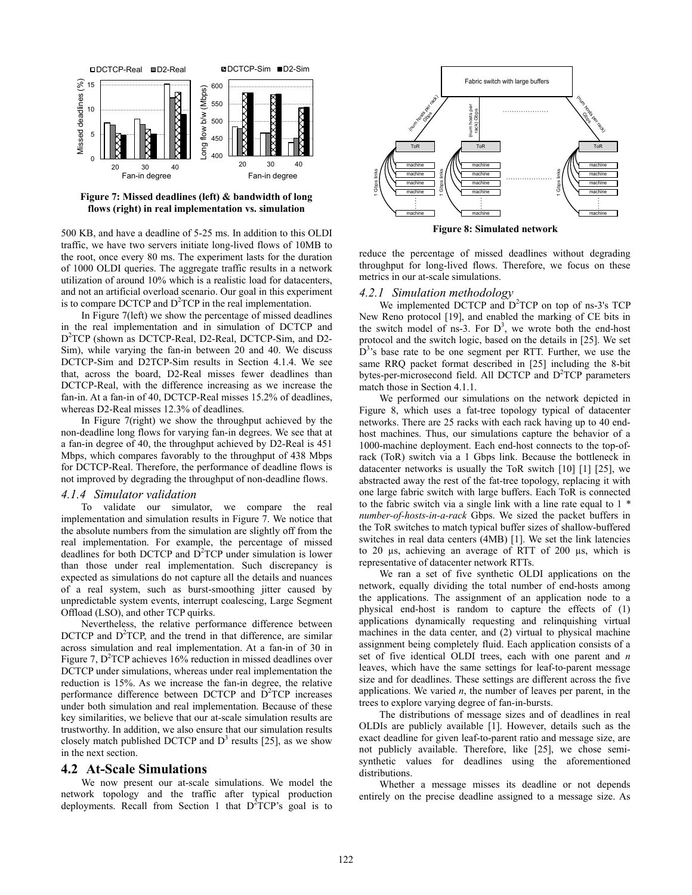Figure 7: Missed deadlines (left) & bandwidth of long flows (right) in real implementation vs. simulation

500 KB, and have a deadline of 5-25 ms. In addition to this OLDI traffic, we have two servers initiate long-lived flows of 10MB to the root, once every 80 ms. The experiment lasts for the duration of 1000 OLDI queries. The aggregate traffic results in a network utilization of around 10% which is a realistic load for datacenters, and not an artificial overload scenario. Our goal in this experiment is to compare DCTCP and $D^2$TCP in the real implementation.

In Figure 7(left) we show the percentage of missed deadlines in the real implementation and in simulation of DCTCP and $D^2$TCP (shown as DCTCP-Real, D2-Real, DCTCP-Sim, and D2-Sim), while varying the fan-in between 20 and 40. We discuss DCTCP-Sim and D2TCP-Sim results in Section 4.1.4. We see that, across the board, D2-Real misses fewer deadlines than DCTCP-Real, with the difference increasing as we increase the fan-in. At a fan-in of 40, DCTCP-Real misses 15.2% of deadlines, whereas D2-Real misses 12.3% of deadlines.

In Figure 7(right) we show the throughput achieved by the non-deadline long flows for varying fan-in degrees. We see that at a fan-in degree of 40, the throughput achieved by D2-Real is 451 Mbps, which compares favorably to the throughput of 438 Mbps for DCTCP-Real. Therefore, the performance of deadline flows is not improved by degrading the throughput of non-deadline flows.

### *4.1.4 Simulator validation*

To validate our simulator, we compare the real implementation and simulation results in Figure 7. We notice that the absolute numbers from the simulation are slightly off from the real implementation. For example, the percentage of missed deadlines for both DCTCP and $D^2$TCP under simulation is lower than those under real implementation. Such discrepancy is expected as simulations do not capture all the details and nuances of a real system, such as burst-smoothing jitter caused by unpredictable system events, interrupt coalescing, Large Segment Offload (LSO), and other TCP quirks.

Nevertheless, the relative performance difference between DCTCP and $D^2$TCP, and the trend in that difference, are similar across simulation and real implementation. At a fan-in of 30 in Figure 7, $D^2$TCP achieves 16% reduction in missed deadlines over DCTCP under simulations, whereas under real implementation the reduction is 15%. As we increase the fan-in degree, the relative performance difference between DCTCP and $D^2$TCP increases under both simulation and real implementation. Because of these key similarities, we believe that our at-scale simulation results are trustworthy. In addition, we also ensure that our simulation results closely match published DCTCP and $D^3$ results [25], as we show in the next section.

## 4.2 At-Scale Simulations

We now present our at-scale simulations. We model the network topology and the traffic after typical production deployments. Recall from Section 1 that $D^2$TCP's goal is to reduce the percentage of missed deadlines without degrading throughput for long-lived flows. Therefore, we focus on these metrics in our at-scale simulations.

Figure 8: Simulated network

### *4.2.1 Simulation methodology*

We implemented DCTCP and $D^2$TCP on top of ns-3's TCP New Reno protocol [19], and enabled the marking of CE bits in the switch model of ns-3. For $D^3$, we wrote both the end-host protocol and the switch logic, based on the details in [25]. We set $D^3$'s base rate to be one segment per RTT. Further, we use the same RRQ packet format described in [25] including the 8-bit bytes-per-microsecond field. All DCTCP and $D^2$TCP parameters match those in Section 4.1.1.

We performed our simulations on the network depicted in Figure 8, which uses a fat-tree topology typical of datacenter networks. There are 25 racks with each rack having up to 40 end-host machines. Thus, our simulations capture the behavior of a 1000-machine deployment. Each end-host connects to the top-of-rack (ToR) switch via a 1 Gbps link. Because the bottleneck in datacenter networks is usually the ToR switch [10] [1] [25], we abstracted away the rest of the fat-tree topology, replacing it with one large fabric switch with large buffers. Each ToR is connected to the fabric switch via a single link with a line rate equal to 1 * *number-of-hosts-in-a-rack* Gbps. We sized the packet buffers in the ToR switches to match typical buffer sizes of shallow-buffered switches in real data centers (4MB) [1]. We set the link latencies to 20 µs, achieving an average of RTT of 200 µs, which is representative of datacenter network RTTs.

We ran a set of five synthetic OLDI applications on the network, equally dividing the total number of end-hosts among the applications. The assignment of an application node to a physical end-host is random to capture the effects of (1) applications dynamically requesting and relinquishing virtual machines in the data center, and (2) virtual to physical machine assignment being completely fluid. Each application consists of a set of five identical OLDI trees, each with one parent and *n* leaves, which have the same settings for leaf-to-parent message size and for deadlines. These settings are different across the five applications. We varied *n*, the number of leaves per parent, in the trees to explore varying degree of fan-in-bursts.

The distributions of message sizes and of deadlines in real OLDIs are publicly available [1]. However, details such as the exact deadline for given leaf-to-parent ratio and message size, are not publicly available. Therefore, like [25], we chose semi-synthetic values for deadlines using the aforementioned distributions.

Whether a message misses its deadline or not depends entirely on the precise deadline assigned to a message size. As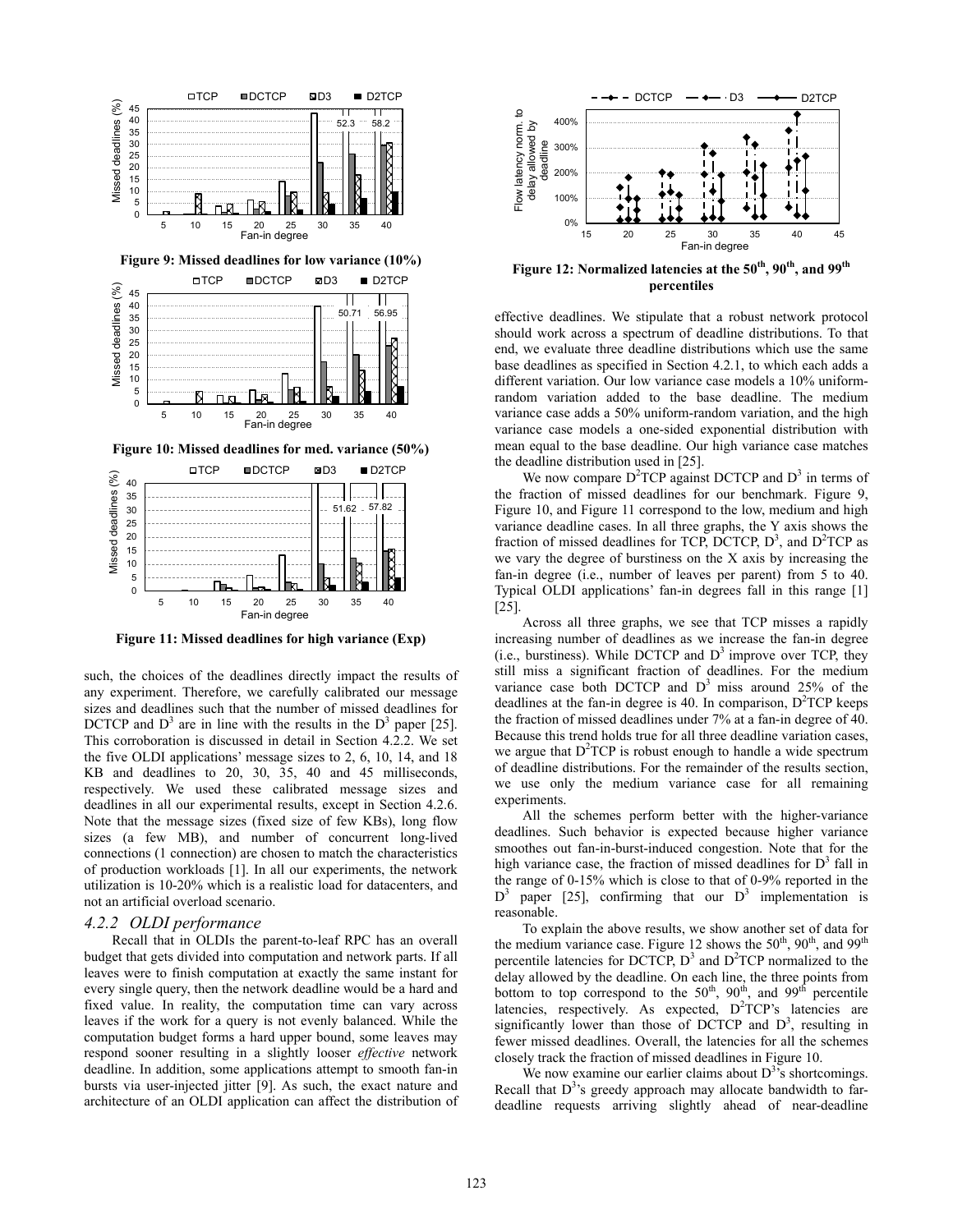Figure 9: Missed deadlines for low variance (10%)

Figure 10: Missed deadlines for med. variance (50%)

Figure 11: Missed deadlines for high variance (Exp)

such, the choices of the deadlines directly impact the results of any experiment. Therefore, we carefully calibrated our message sizes and deadlines such that the number of missed deadlines for DCTCP and $D^3$ are in line with the results in the $D^3$ paper [25]. This corroboration is discussed in detail in Section 4.2.2. We set the five OLDI applications' message sizes to 2, 6, 10, 14, and 18 KB and deadlines to 20, 30, 35, 40 and 45 milliseconds, respectively. We used these calibrated message sizes and deadlines in all our experimental results, except in Section 4.2.6. Note that the message sizes (fixed size of few KBs), long flow sizes (a few MB), and number of concurrent long-lived connections (1 connection) are chosen to match the characteristics of production workloads [1]. In all our experiments, the network utilization is 10-20% which is a realistic load for datacenters, and not an artificial overload scenario.

### *4.2.2 OLDI performance*

Recall that in OLDIs the parent-to-leaf RPC has an overall budget that gets divided into computation and network parts. If all leaves were to finish computation at exactly the same instant for every single query, then the network deadline would be a hard and fixed value. In reality, the computation time can vary across leaves if the work for a query is not evenly balanced. While the computation budget forms a hard upper bound, some leaves may respond sooner resulting in a slightly looser *effective* network deadline. In addition, some applications attempt to smooth fan-in bursts via user-injected jitter [9]. As such, the exact nature and architecture of an OLDI application can affect the distribution of effective deadlines. We stipulate that a robust network protocol should work across a spectrum of deadline distributions. To that end, we evaluate three deadline distributions which use the same base deadlines as specified in Section 4.2.1, to which each adds a different variation. Our low variance case models a 10% uniform-random variation added to the base deadline. The medium variance case adds a 50% uniform-random variation, and the high variance case models a one-sided exponential distribution with mean equal to the base deadline. Our high variance case matches the deadline distribution used in [25].

We now compare $D^2$TCP against DCTCP and $D^3$ in terms of the fraction of missed deadlines for our benchmark. Figure 9, Figure 10, and Figure 11 correspond to the low, medium and high variance deadline cases. In all three graphs, the Y axis shows the fraction of missed deadlines for TCP, DCTCP, $D^3$, and $D^2$TCP as we vary the degree of burstiness on the X axis by increasing the fan-in degree (i.e., number of leaves per parent) from 5 to 40. Typical OLDI applications' fan-in degrees fall in this range [1] [25].

Across all three graphs, we see that TCP misses a rapidly increasing number of deadlines as we increase the fan-in degree (i.e., burstiness). While DCTCP and $D^3$ improve over TCP, they still miss a significant fraction of deadlines. For the medium variance case both DCTCP and $D^3$ miss around 25% of the deadlines at the fan-in degree is 40. In comparison, $D^2$TCP keeps the fraction of missed deadlines under 7% at a fan-in degree of 40. Because this trend holds true for all three deadline variation cases, we argue that $D^2$TCP is robust enough to handle a wide spectrum of deadline distributions. For the remainder of the results section, we use only the medium variance case for all remaining experiments.

All the schemes perform better with the higher-variance deadlines. Such behavior is expected because higher variance smoothes out fan-in-burst-induced congestion. Note that for the high variance case, the fraction of missed deadlines for $D^3$ fall in the range of 0-15% which is close to that of 0-9% reported in the $D^3$ paper [25], confirming that our $D^3$ implementation is reasonable.

To explain the above results, we show another set of data for the medium variance case. Figure 12 shows the 50th, 90th, and 99th percentile latencies for DCTCP, $D^3$ and $D^2$TCP normalized to the delay allowed by the deadline. On each line, the three points from bottom to top correspond to the 50th, 90th, and 99th percentile latencies, respectively. As expected, $D^2$TCP's latencies are significantly lower than those of DCTCP and $D^3$, resulting in fewer missed deadlines. Overall, the latencies for all the schemes closely track the fraction of missed deadlines in Figure 10.

Figure 12: Normalized latencies at the 50th, 90th, and 99th percentiles

We now examine our earlier claims about $D^3$'s shortcomings. Recall that $D^3$'s greedy approach may allocate bandwidth to far-deadline requests arriving slightly ahead of near-deadline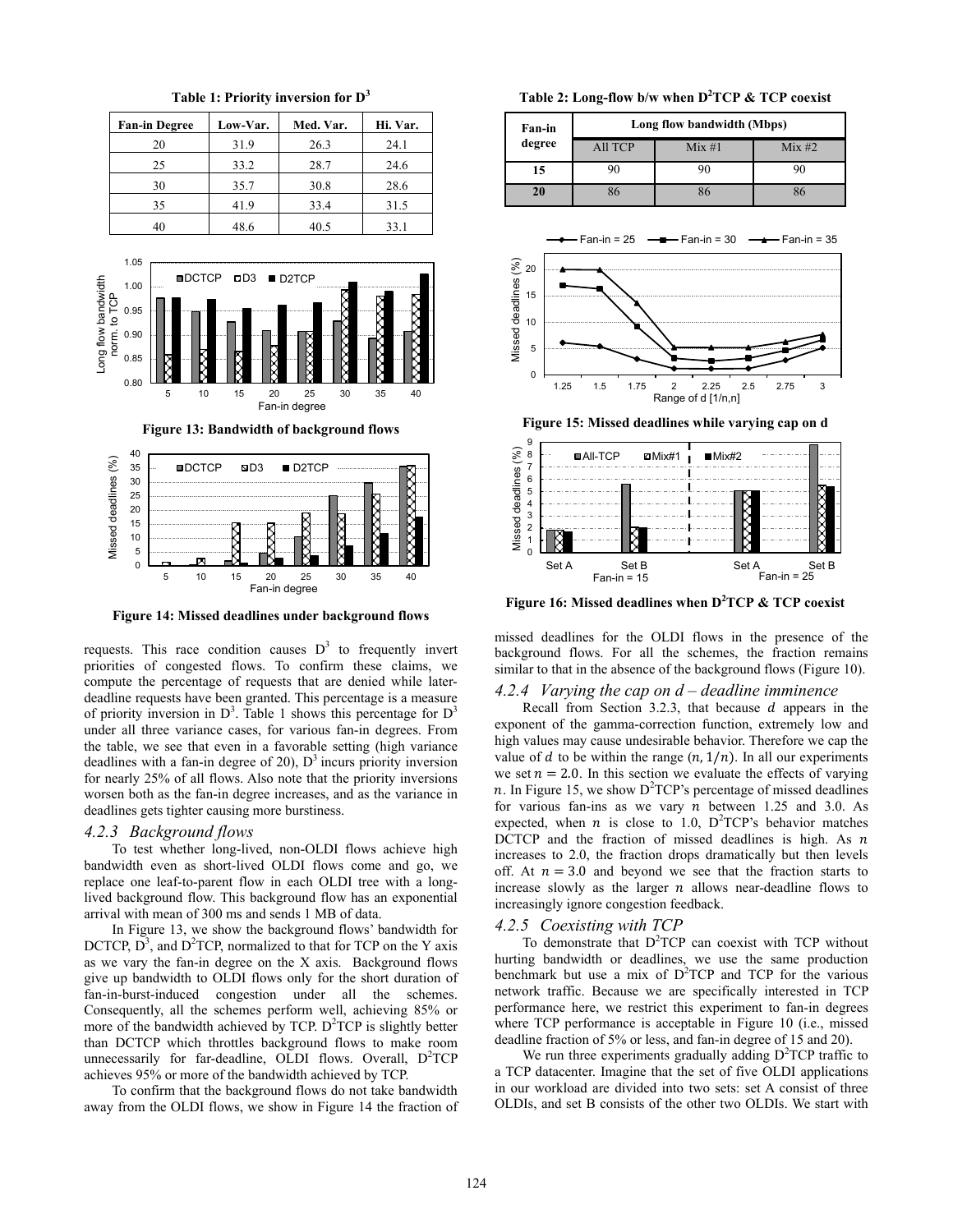**Table 1: Priority inversion for $D^3$**

| Fan-in Degree | Low-Var. | Med. Var. | Hi. Var. |
|---|---|---|---|
| 20 | 31.9 | 26.3 | 24.1 |
| 25 | 33.2 | 28.7 | 24.6 |
| 30 | 35.7 | 30.8 | 28.6 |
| 35 | 41.9 | 33.4 | 31.5 |
| 40 | 48.6 | 40.5 | 33.1 |

**Figure 13: Bandwidth of background flows**

**Figure 14: Missed deadlines under background flows**

**Table 2: Long-flow b/w when $D^2$TCP & TCP coexist**

| Fan-in degree | Long flow bandwidth (Mbps) | | |
|---|---|---|---|
| | All TCP | Mix #1 | Mix #2 |
| **15** | 90 | 90 | 90 |
| **20** | 86 | 86 | 86 |

**Figure 15: Missed deadlines while varying cap on d**

**Figure 16: Missed deadlines when $D^2$TCP & TCP coexist**

requests. This race condition causes $D^3$ to frequently invert priorities of congested flows. To confirm these claims, we compute the percentage of requests that are denied while later-deadline requests have been granted. This percentage is a measure of priority inversion in $D^3$. Table 1 shows this percentage for $D^3$ under all three variance cases, for various fan-in degrees. From the table, we see that even in a favorable setting (high variance deadlines with a fan-in degree of 20), $D^3$ incurs priority inversion for nearly 25% of all flows. Also note that the priority inversions worsen both as the fan-in degree increases, and as the variance in deadlines gets tighter causing more burstiness.

### *4.2.3 Background flows*

To test whether long-lived, non-OLDI flows achieve high bandwidth even as short-lived OLDI flows come and go, we replace one leaf-to-parent flow in each OLDI tree with a long-lived background flow. This background flow has an exponential arrival with mean of 300 ms and sends 1 MB of data.

In Figure 13, we show the background flows' bandwidth for DCTCP, $D^3$, and $D^2$TCP, normalized to that for TCP on the Y axis as we vary the fan-in degree on the X axis. Background flows give up bandwidth to OLDI flows only for the short duration of fan-in-burst-induced congestion under all the schemes. Consequently, all the schemes perform well, achieving 85% or more of the bandwidth achieved by TCP. $D^2$TCP is slightly better than DCTCP which throttles background flows to make room unnecessarily for far-deadline, OLDI flows. Overall, $D^2$TCP achieves 95% or more of the bandwidth achieved by TCP.

To confirm that the background flows do not take bandwidth away from the OLDI flows, we show in Figure 14 the fraction of missed deadlines for the OLDI flows in the presence of the background flows. For all the schemes, the fraction remains similar to that in the absence of the background flows (Figure 10).

### *4.2.4 Varying the cap on d – deadline imminence*

Recall from Section 3.2.3, that because $d$ appears in the exponent of the gamma-correction function, extremely low and high values may cause undesirable behavior. Therefore we cap the value of $d$ to be within the range $(n, 1/n)$. In all our experiments we set $n = 2.0$. In this section we evaluate the effects of varying $n$. In Figure 15, we show $D^2$TCP's percentage of missed deadlines for various fan-ins as we vary $n$ between 1.25 and 3.0. As expected, when $n$ is close to 1.0, $D^2$TCP's behavior matches DCTCP and the fraction of missed deadlines is high. As $n$ increases to 2.0, the fraction drops dramatically but then levels off. At $n = 3.0$ and beyond we see that the fraction starts to increase slowly as the larger $n$ allows near-deadline flows to increasingly ignore congestion feedback.

### *4.2.5 Coexisting with TCP*

To demonstrate that $D^2$TCP can coexist with TCP without hurting bandwidth or deadlines, we use the same production benchmark but use a mix of $D^2$TCP and TCP for the various network traffic. Because we are specifically interested in TCP performance here, we restrict this experiment to fan-in degrees where TCP performance is acceptable in Figure 10 (i.e., missed deadline fraction of 5% or less, and fan-in degree of 15 and 20).

We run three experiments gradually adding $D^2$TCP traffic to a TCP datacenter. Imagine that the set of five OLDI applications in our workload are divided into two sets: set A consist of three OLDIs, and set B consists of the other two OLDIs. We start with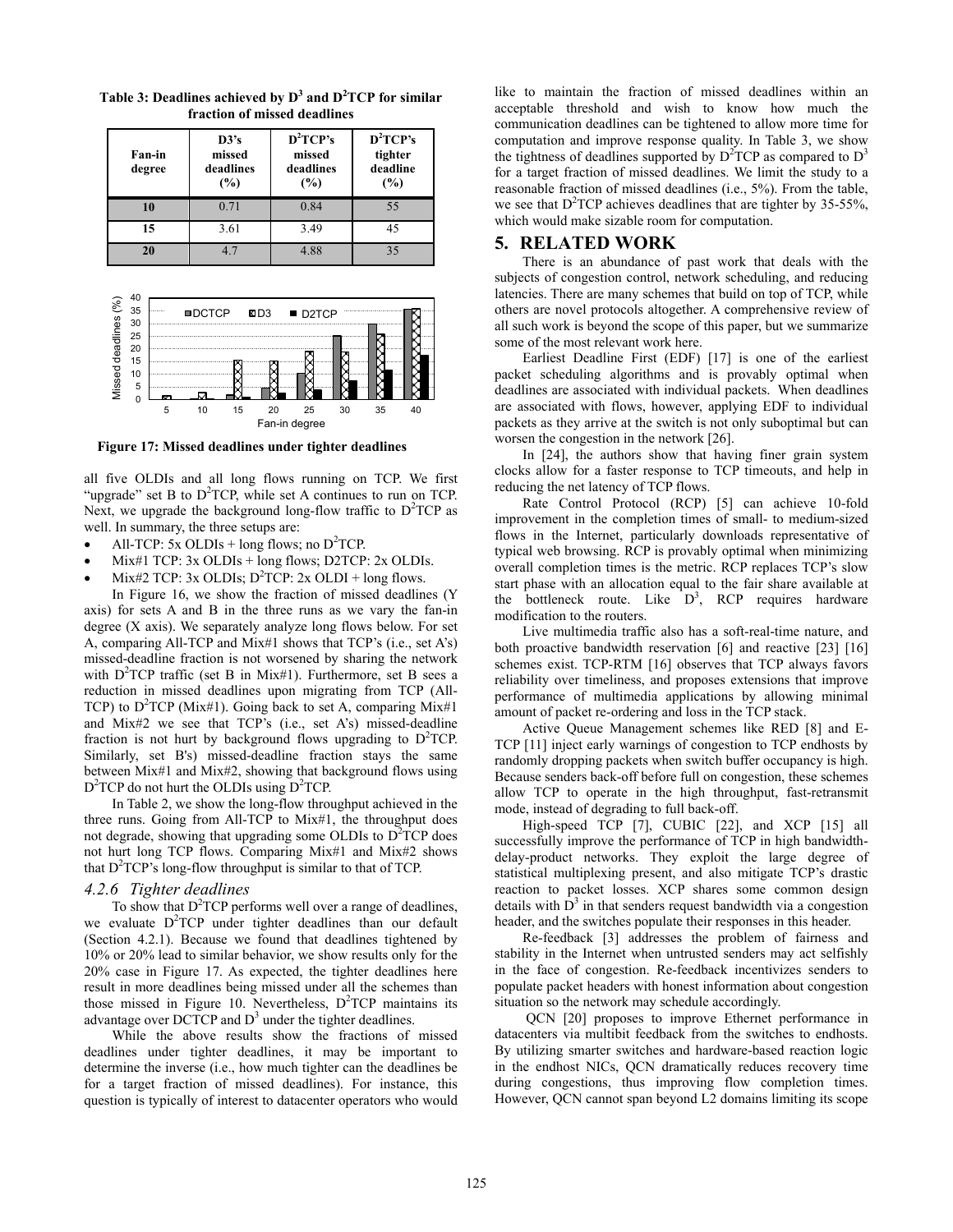**Table 3: Deadlines achieved by $D^3$ and $D^2$TCP for similar fraction of missed deadlines**

| Fan-in degree | D3's missed deadlines (%) | $D^2$TCP's missed deadlines (%) | $D^2$TCP's tighter deadline (%) |
|---|---|---|---|
| 10 | 0.71 | 0.84 | 55 |
| 15 | 3.61 | 3.49 | 45 |
| 20 | 4.7 | 4.88 | 35 |

**Figure 17: Missed deadlines under tighter deadlines**

all five OLDIs and all long flows running on TCP. We first "upgrade" set B to $D^2$TCP, while set A continues to run on TCP. Next, we upgrade the background long-flow traffic to $D^2$TCP as well. In summary, the three setups are:

- All-TCP: 5x OLDIs + long flows; no $D^2$TCP.
- Mix#1 TCP: 3x OLDIs + long flows; D2TCP: 2x OLDIs.
- Mix#2 TCP: 3x OLDIs; $D^2$TCP: 2x OLDI + long flows.

In Figure 16, we show the fraction of missed deadlines (Y axis) for sets A and B in the three runs as we vary the fan-in degree (X axis). We separately analyze long flows below. For set A, comparing All-TCP and Mix#1 shows that TCP's (i.e., set A's) missed-deadline fraction is not worsened by sharing the network with $D^2$TCP traffic (set B in Mix#1). Furthermore, set B sees a reduction in missed deadlines upon migrating from TCP (All-TCP) to $D^2$TCP (Mix#1). Going back to set A, comparing Mix#1 and Mix#2 we see that TCP's (i.e., set A's) missed-deadline fraction is not hurt by background flows upgrading to $D^2$TCP. Similarly, set B's) missed-deadline fraction stays the same between Mix#1 and Mix#2, showing that background flows using $D^2$TCP do not hurt the OLDIs using $D^2$TCP.

In Table 2, we show the long-flow throughput achieved in the three runs. Going from All-TCP to Mix#1, the throughput does not degrade, showing that upgrading some OLDIs to $D^2$TCP does not hurt long TCP flows. Comparing Mix#1 and Mix#2 shows that $D^2$TCP's long-flow throughput is similar to that of TCP.

### *4.2.6 Tighter deadlines*

To show that $D^2$TCP performs well over a range of deadlines, we evaluate $D^2$TCP under tighter deadlines than our default (Section 4.2.1). Because we found that deadlines tightened by 10% or 20% lead to similar behavior, we show results only for the 20% case in Figure 17. As expected, the tighter deadlines here result in more deadlines being missed under all the schemes than those missed in Figure 10. Nevertheless, $D^2$TCP maintains its advantage over DCTCP and $D^3$ under the tighter deadlines.

While the above results show the fractions of missed deadlines under tighter deadlines, it may be important to determine the inverse (i.e., how much tighter can the deadlines be for a target fraction of missed deadlines). For instance, this question is typically of interest to datacenter operators who would like to maintain the fraction of missed deadlines within an acceptable threshold and wish to know how much the communication deadlines can be tightened to allow more time for computation and improve response quality. In Table 3, we show the tightness of deadlines supported by $D^2$TCP as compared to $D^3$ for a target fraction of missed deadlines. We limit the study to a reasonable fraction of missed deadlines (i.e., 5%). From the table, we see that $D^2$TCP achieves deadlines that are tighter by 35-55%, which would make sizable room for computation.

## 5. RELATED WORK

There is an abundance of past work that deals with the subjects of congestion control, network scheduling, and reducing latencies. There are many schemes that build on top of TCP, while others are novel protocols altogether. A comprehensive review of all such work is beyond the scope of this paper, but we summarize some of the most relevant work here.

Earliest Deadline First (EDF) [17] is one of the earliest packet scheduling algorithms and is provably optimal when deadlines are associated with individual packets. When deadlines are associated with flows, however, applying EDF to individual packets as they arrive at the switch is not only suboptimal but can worsen the congestion in the network [26].

In [24], the authors show that having finer grain system clocks allow for a faster response to TCP timeouts, and help in reducing the net latency of TCP flows.

Rate Control Protocol (RCP) [5] can achieve 10-fold improvement in the completion times of small- to medium-sized flows in the Internet, particularly downloads representative of typical web browsing. RCP is provably optimal when minimizing overall completion times is the metric. RCP replaces TCP's slow start phase with an allocation equal to the fair share available at the bottleneck route. Like $D^3$, RCP requires hardware modification to the routers.

Live multimedia traffic also has a soft-real-time nature, and both proactive bandwidth reservation [6] and reactive [23] [16] schemes exist. TCP-RTM [16] observes that TCP always favors reliability over timeliness, and proposes extensions that improve performance of multimedia applications by allowing minimal amount of packet re-ordering and loss in the TCP stack.

Active Queue Management schemes like RED [8] and E-TCP [11] inject early warnings of congestion to TCP endhosts by randomly dropping packets when switch buffer occupancy is high. Because senders back-off before full on congestion, these schemes allow TCP to operate in the high throughput, fast-retransmit mode, instead of degrading to full back-off.

High-speed TCP [7], CUBIC [22], and XCP [15] all successfully improve the performance of TCP in high bandwidth-delay-product networks. They exploit the large degree of statistical multiplexing present, and also mitigate TCP's drastic reaction to packet losses. XCP shares some common design details with $D^3$ in that senders request bandwidth via a congestion header, and the switches populate their responses in this header.

Re-feedback [3] addresses the problem of fairness and stability in the Internet when untrusted senders may act selfishly in the face of congestion. Re-feedback incentivizes senders to populate packet headers with honest information about congestion situation so the network may schedule accordingly.

QCN [20] proposes to improve Ethernet performance in datacenters via multibit feedback from the switches to endhosts. By utilizing smarter switches and hardware-based reaction logic in the endhost NICs, QCN dramatically reduces recovery time during congestions, thus improving flow completion times. However, QCN cannot span beyond L2 domains limiting its scope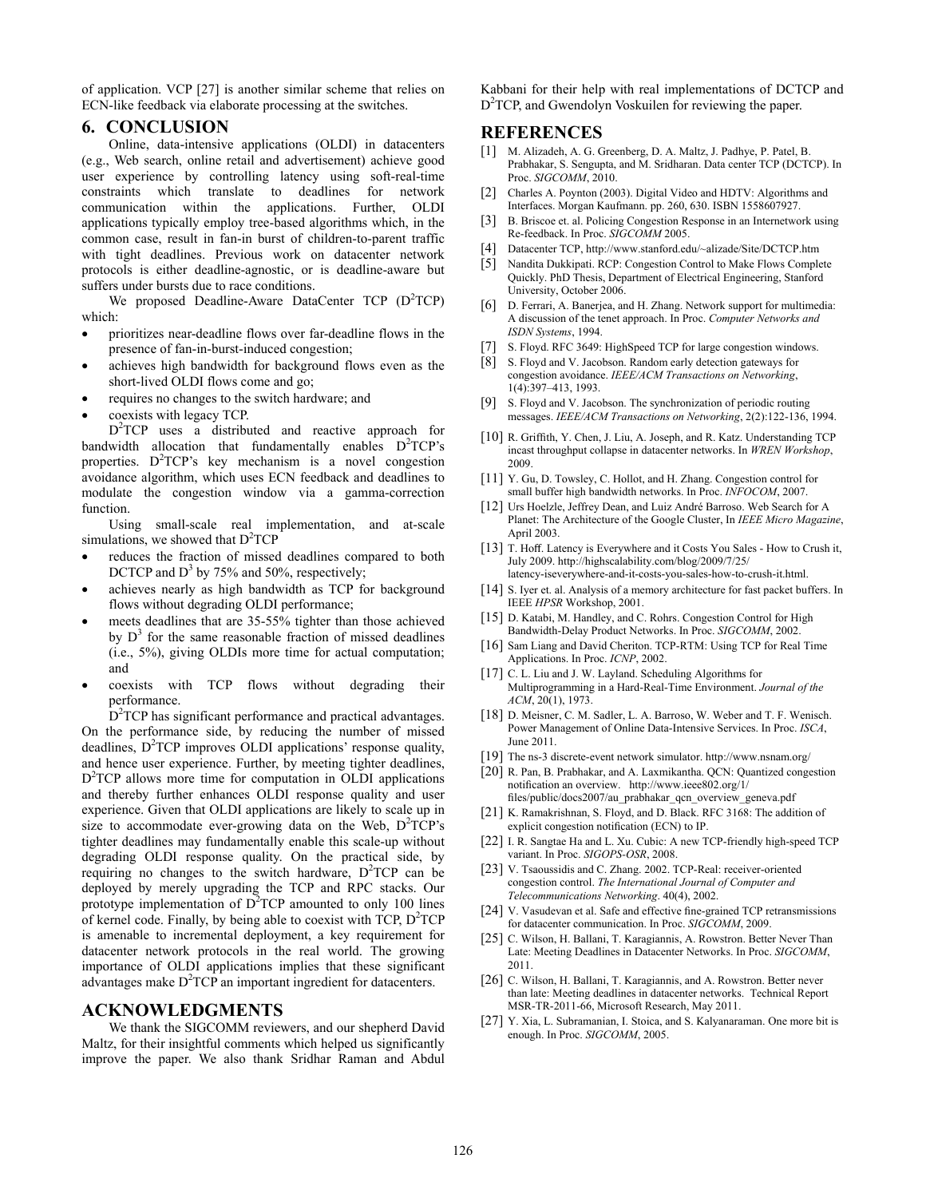of application. VCP [27] is another similar scheme that relies on ECN-like feedback via elaborate processing at the switches.

## 6. CONCLUSION

Online, data-intensive applications (OLDI) in datacenters (e.g., Web search, online retail and advertisement) achieve good user experience by controlling latency using soft-real-time constraints which translate to deadlines for network communication within the applications. Further, OLDI applications typically employ tree-based algorithms which, in the common case, result in fan-in burst of children-to-parent traffic with tight deadlines. Previous work on datacenter network protocols is either deadline-agnostic, or is deadline-aware but suffers under bursts due to race conditions.

We proposed Deadline-Aware DataCenter TCP ($D^2$TCP) which:

- prioritizes near-deadline flows over far-deadline flows in the presence of fan-in-burst-induced congestion;
- achieves high bandwidth for background flows even as the short-lived OLDI flows come and go;
- requires no changes to the switch hardware; and
- coexists with legacy TCP.

$D^2$TCP uses a distributed and reactive approach for bandwidth allocation that fundamentally enables $D^2$TCP's properties. $D^2$TCP's key mechanism is a novel congestion avoidance algorithm, which uses ECN feedback and deadlines to modulate the congestion window via a gamma-correction function.

Using small-scale real implementation, and at-scale simulations, we showed that $D^2$TCP

- reduces the fraction of missed deadlines compared to both DCTCP and $D^3$ by 75% and 50%, respectively;
- achieves nearly as high bandwidth as TCP for background flows without degrading OLDI performance;
- meets deadlines that are 35-55% tighter than those achieved by $D^3$ for the same reasonable fraction of missed deadlines (i.e., 5%), giving OLDIs more time for actual computation; and
- coexists with TCP flows without degrading their performance.

$D^2$TCP has significant performance and practical advantages. On the performance side, by reducing the number of missed deadlines, $D^2$TCP improves OLDI applications' response quality, and hence user experience. Further, by meeting tighter deadlines, $D^2$TCP allows more time for computation in OLDI applications and thereby further enhances OLDI response quality and user experience. Given that OLDI applications are likely to scale up in size to accommodate ever-growing data on the Web, $D^2$TCP's tighter deadlines may fundamentally enable this scale-up without degrading OLDI response quality. On the practical side, by requiring no changes to the switch hardware, $D^2$TCP can be deployed by merely upgrading the TCP and RPC stacks. Our prototype implementation of $D^2$TCP amounted to only 100 lines of kernel code. Finally, by being able to coexist with TCP, $D^2$TCP is amenable to incremental deployment, a key requirement for datacenter network protocols in the real world. The growing importance of OLDI applications implies that these significant advantages make $D^2$TCP an important ingredient for datacenters.

## ACKNOWLEDGMENTS

We thank the SIGCOMM reviewers, and our shepherd David Maltz, for their insightful comments which helped us significantly improve the paper. We also thank Sridhar Raman and Abdul Kabbani for their help with real implementations of DCTCP and $D^2$TCP, and Gwendolyn Voskuilen for reviewing the paper.

## REFERENCES

[1] M. Alizadeh, A. G. Greenberg, D. A. Maltz, J. Padhye, P. Patel, B. Prabhakar, S. Sengupta, and M. Sridharan. Data center TCP (DCTCP). In Proc. *SIGCOMM*, 2010.

[2] Charles A. Poynton (2003). Digital Video and HDTV: Algorithms and Interfaces. Morgan Kaufmann. pp. 260, 630. ISBN 1558607927.

[3] B. Briscoe et. al. Policing Congestion Response in an Internetwork using Re-feedback. In Proc. *SIGCOMM* 2005.

[4] Datacenter TCP, http://www.stanford.edu/~alizade/Site/DCTCP.htm

[5] Nandita Dukkipati. RCP: Congestion Control to Make Flows Complete Quickly. PhD Thesis, Department of Electrical Engineering, Stanford University, October 2006.

[6] D. Ferrari, A. Banerjea, and H. Zhang. Network support for multimedia: A discussion of the tenet approach. In Proc. *Computer Networks and ISDN Systems*, 1994.

[7] S. Floyd. RFC 3649: HighSpeed TCP for large congestion windows.

[8] S. Floyd and V. Jacobson. Random early detection gateways for congestion avoidance. *IEEE/ACM Transactions on Networking*, 1(4):397–413, 1993.

[9] S. Floyd and V. Jacobson. The synchronization of periodic routing messages. *IEEE/ACM Transactions on Networking*, 2(2):122-136, 1994.

[10] R. Griffith, Y. Chen, J. Liu, A. Joseph, and R. Katz. Understanding TCP incast throughput collapse in datacenter networks. In *WREN Workshop*, 2009.

[11] Y. Gu, D. Towsley, C. Hollot, and H. Zhang. Congestion control for small buffer high bandwidth networks. In Proc. *INFOCOM*, 2007.

[12] Urs Hoelzle, Jeffrey Dean, and Luiz André Barroso. Web Search for A Planet: The Architecture of the Google Cluster, In *IEEE Micro Magazine*, April 2003.

[13] T. Hoff. Latency is Everywhere and it Costs You Sales - How to Crush it, July 2009. http://highscalability.com/blog/2009/7/25/latency-iseverywhere-and-it-costs-you-sales-how-to-crush-it.html.

[14] S. Iyer et. al. Analysis of a memory architecture for fast packet buffers. In IEEE *HPSR* Workshop, 2001.

[15] D. Katabi, M. Handley, and C. Rohrs. Congestion Control for High Bandwidth-Delay Product Networks. In Proc. *SIGCOMM*, 2002.

[16] Sam Liang and David Cheriton. TCP-RTM: Using TCP for Real Time Applications. In Proc. *ICNP*, 2002.

[17] C. L. Liu and J. W. Layland. Scheduling Algorithms for Multiprogramming in a Hard-Real-Time Environment. *Journal of the ACM*, 20(1), 1973.

[18] D. Meisner, C. M. Sadler, L. A. Barroso, W. Weber and T. F. Wenisch. Power Management of Online Data-Intensive Services. In Proc. *ISCA*, June 2011.

[19] The ns-3 discrete-event network simulator. http://www.nsnam.org/

[20] R. Pan, B. Prabhakar, and A. Laxmikantha. QCN: Quantized congestion notification an overview. http://www.ieee802.org/1/files/public/docs2007/au_prabhakar_qcn_overview_geneva.pdf

[21] K. Ramakrishnan, S. Floyd, and D. Black. RFC 3168: The addition of explicit congestion notification (ECN) to IP.

[22] I. R. Sangtae Ha and L. Xu. Cubic: A new TCP-friendly high-speed TCP variant. In Proc. *SIGOPS-OSR*, 2008.

[23] V. Tsaoussidis and C. Zhang. 2002. TCP-Real: receiver-oriented congestion control. *The International Journal of Computer and Telecommunications Networking*. 40(4), 2002.

[24] V. Vasudevan et al. Safe and effective fine-grained TCP retransmissions for datacenter communication. In Proc. *SIGCOMM*, 2009.

[25] C. Wilson, H. Ballani, T. Karagiannis, A. Rowstron. Better Never Than Late: Meeting Deadlines in Datacenter Networks. In Proc. *SIGCOMM*, 2011.

[26] C. Wilson, H. Ballani, T. Karagiannis, and A. Rowstron. Better never than late: Meeting deadlines in datacenter networks. Technical Report MSR-TR-2011-66, Microsoft Research, May 2011.

[27] Y. Xia, L. Subramanian, I. Stoica, and S. Kalyanaraman. One more bit is enough. In Proc. *SIGCOMM*, 2005.